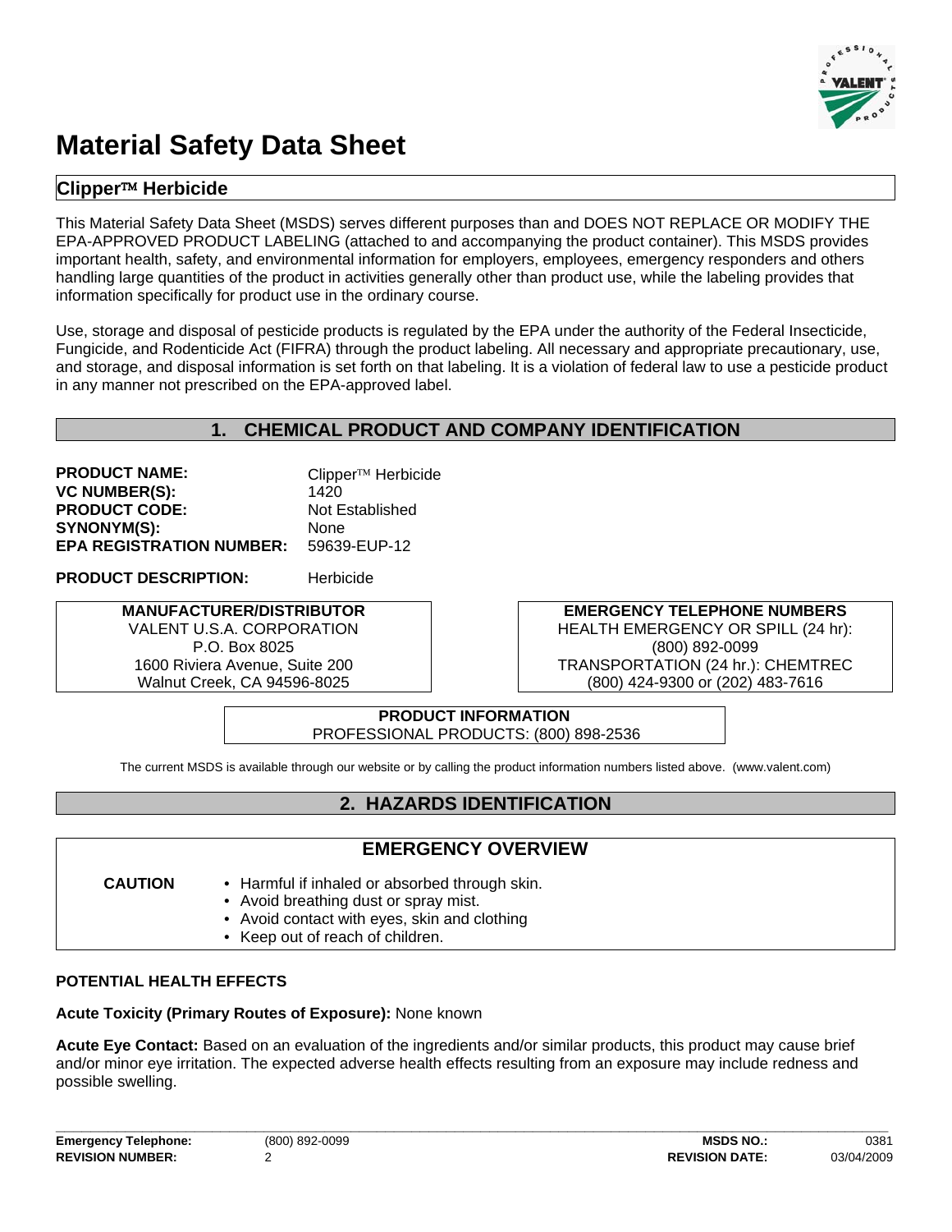# Material Safety Data Sheet

## Clipper™ Herbicide

This Material Safety Data Sheet (MSDS) serves different purposes than and DOES NOT REPLACE OR MODIFY THE EPA-APPROVED PRODUCT LABELING (attached to and accompanying the product container). This MSDS provides important health, safety, and environmental information for employers, employees, emergency responders and others handling large quantities of the product in activities generally other than product use, while the labeling provides that information specifically for product use in the ordinary course.

Use, storage and disposal of pesticide products is regulated by the EPA under the authority of the Federal Insecticide, Fungicide, and Rodenticide Act (FIFRA) through the product labeling. All necessary and appropriate precautionary, use, and storage, and disposal information is set forth on that labeling. It is a violation of federal law to use a pesticide product in any manner not prescribed on the EPA-approved label.

## 1. CHEMICAL PRODUCT AND COMPANY IDENTIFICATION

**PRODUCT NAME:** Clipper™ Herbicide
**VC NUMBER(S):** 1420
**PRODUCT CODE:** Not Established
**SYNONYM(S):** None
**EPA REGISTRATION NUMBER:** 59639-EUP-12

**PRODUCT DESCRIPTION:** Herbicide

| MANUFACTURER/DISTRIBUTOR | EMERGENCY TELEPHONE NUMBERS |
|---|---|
| VALENT U.S.A. CORPORATION<br>P.O. Box 8025<br>1600 Riviera Avenue, Suite 200<br>Walnut Creek, CA 94596-8025 | HEALTH EMERGENCY OR SPILL (24 hr):<br>(800) 892-0099<br>TRANSPORTATION (24 hr.): CHEMTREC<br>(800) 424-9300 or (202) 483-7616 |

**PRODUCT INFORMATION**
PROFESSIONAL PRODUCTS: (800) 898-2536

The current MSDS is available through our website or by calling the product information numbers listed above. (www.valent.com)

## 2. HAZARDS IDENTIFICATION

### EMERGENCY OVERVIEW

**CAUTION**

- Harmful if inhaled or absorbed through skin.
- Avoid breathing dust or spray mist.
- Avoid contact with eyes, skin and clothing
- Keep out of reach of children.

**POTENTIAL HEALTH EFFECTS**

**Acute Toxicity (Primary Routes of Exposure):** None known

**Acute Eye Contact:** Based on an evaluation of the ingredients and/or similar products, this product may cause brief and/or minor eye irritation. The expected adverse health effects resulting from an exposure may include redness and possible swelling.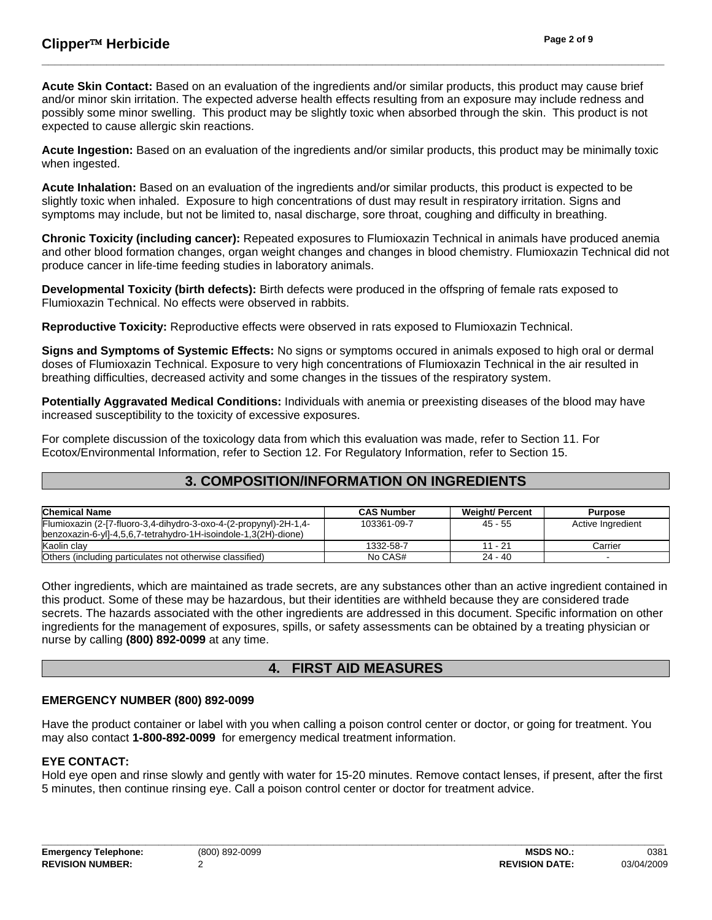**Acute Skin Contact:** Based on an evaluation of the ingredients and/or similar products, this product may cause brief and/or minor skin irritation. The expected adverse health effects resulting from an exposure may include redness and possibly some minor swelling. This product may be slightly toxic when absorbed through the skin. This product is not expected to cause allergic skin reactions.

**Acute Ingestion:** Based on an evaluation of the ingredients and/or similar products, this product may be minimally toxic when ingested.

**Acute Inhalation:** Based on an evaluation of the ingredients and/or similar products, this product is expected to be slightly toxic when inhaled. Exposure to high concentrations of dust may result in respiratory irritation. Signs and symptoms may include, but not be limited to, nasal discharge, sore throat, coughing and difficulty in breathing.

**Chronic Toxicity (including cancer):** Repeated exposures to Flumioxazin Technical in animals have produced anemia and other blood formation changes, organ weight changes and changes in blood chemistry. Flumioxazin Technical did not produce cancer in life-time feeding studies in laboratory animals.

**Developmental Toxicity (birth defects):** Birth defects were produced in the offspring of female rats exposed to Flumioxazin Technical. No effects were observed in rabbits.

**Reproductive Toxicity:** Reproductive effects were observed in rats exposed to Flumioxazin Technical.

**Signs and Symptoms of Systemic Effects:** No signs or symptoms occured in animals exposed to high oral or dermal doses of Flumioxazin Technical. Exposure to very high concentrations of Flumioxazin Technical in the air resulted in breathing difficulties, decreased activity and some changes in the tissues of the respiratory system.

**Potentially Aggravated Medical Conditions:** Individuals with anemia or preexisting diseases of the blood may have increased susceptibility to the toxicity of excessive exposures.

For complete discussion of the toxicology data from which this evaluation was made, refer to Section 11. For Ecotox/Environmental Information, refer to Section 12. For Regulatory Information, refer to Section 15.

## 3. COMPOSITION/INFORMATION ON INGREDIENTS

| Chemical Name | CAS Number | Weight/ Percent | Purpose |
|---|---|---|---|
| Flumioxazin (2-[7-fluoro-3,4-dihydro-3-oxo-4-(2-propynyl)-2H-1,4-benzoxazin-6-yl]-4,5,6,7-tetrahydro-1H-isoindole-1,3(2H)-dione) | 103361-09-7 | 45 - 55 | Active Ingredient |
| Kaolin clay | 1332-58-7 | 11 - 21 | Carrier |
| Others (including particulates not otherwise classified) | No CAS# | 24 - 40 | - |

Other ingredients, which are maintained as trade secrets, are any substances other than an active ingredient contained in this product. Some of these may be hazardous, but their identities are withheld because they are considered trade secrets. The hazards associated with the other ingredients are addressed in this document. Specific information on other ingredients for the management of exposures, spills, or safety assessments can be obtained by a treating physician or nurse by calling **(800) 892-0099** at any time.

## 4. FIRST AID MEASURES

### EMERGENCY NUMBER (800) 892-0099

Have the product container or label with you when calling a poison control center or doctor, or going for treatment. You may also contact **1-800-892-0099** for emergency medical treatment information.

### EYE CONTACT:

Hold eye open and rinse slowly and gently with water for 15-20 minutes. Remove contact lenses, if present, after the first 5 minutes, then continue rinsing eye. Call a poison control center or doctor for treatment advice.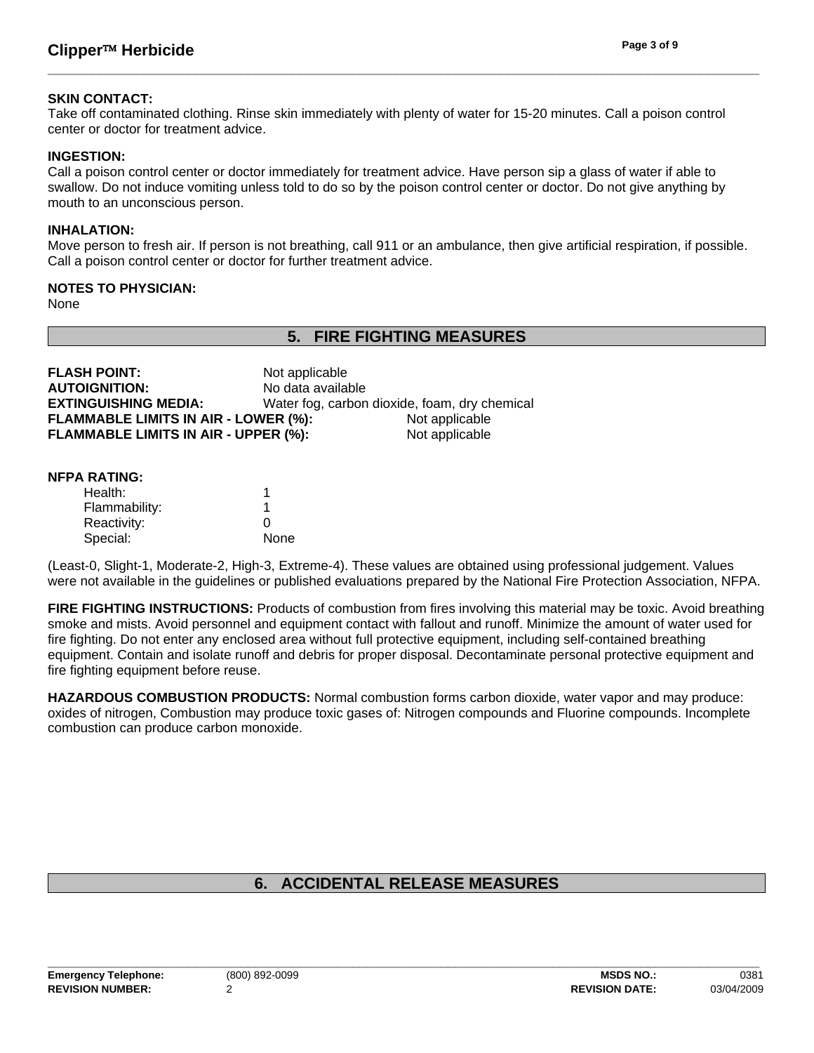**SKIN CONTACT:**
Take off contaminated clothing. Rinse skin immediately with plenty of water for 15-20 minutes. Call a poison control center or doctor for treatment advice.

**INGESTION:**
Call a poison control center or doctor immediately for treatment advice. Have person sip a glass of water if able to swallow. Do not induce vomiting unless told to do so by the poison control center or doctor. Do not give anything by mouth to an unconscious person.

**INHALATION:**
Move person to fresh air. If person is not breathing, call 911 or an ambulance, then give artificial respiration, if possible. Call a poison control center or doctor for further treatment advice.

**NOTES TO PHYSICIAN:**
None

## 5. FIRE FIGHTING MEASURES

**FLASH POINT:** Not applicable
**AUTOIGNITION:** No data available
**EXTINGUISHING MEDIA:** Water fog, carbon dioxide, foam, dry chemical
**FLAMMABLE LIMITS IN AIR - LOWER (%):** Not applicable
**FLAMMABLE LIMITS IN AIR - UPPER (%):** Not applicable

**NFPA RATING:**

| | |
|---|---|
| Health: | 1 |
| Flammability: | 1 |
| Reactivity: | 0 |
| Special: | None |

(Least-0, Slight-1, Moderate-2, High-3, Extreme-4). These values are obtained using professional judgement. Values were not available in the guidelines or published evaluations prepared by the National Fire Protection Association, NFPA.

**FIRE FIGHTING INSTRUCTIONS:** Products of combustion from fires involving this material may be toxic. Avoid breathing smoke and mists. Avoid personnel and equipment contact with fallout and runoff. Minimize the amount of water used for fire fighting. Do not enter any enclosed area without full protective equipment, including self-contained breathing equipment. Contain and isolate runoff and debris for proper disposal. Decontaminate personal protective equipment and fire fighting equipment before reuse.

**HAZARDOUS COMBUSTION PRODUCTS:** Normal combustion forms carbon dioxide, water vapor and may produce: oxides of nitrogen, Combustion may produce toxic gases of: Nitrogen compounds and Fluorine compounds. Incomplete combustion can produce carbon monoxide.

## 6. ACCIDENTAL RELEASE MEASURES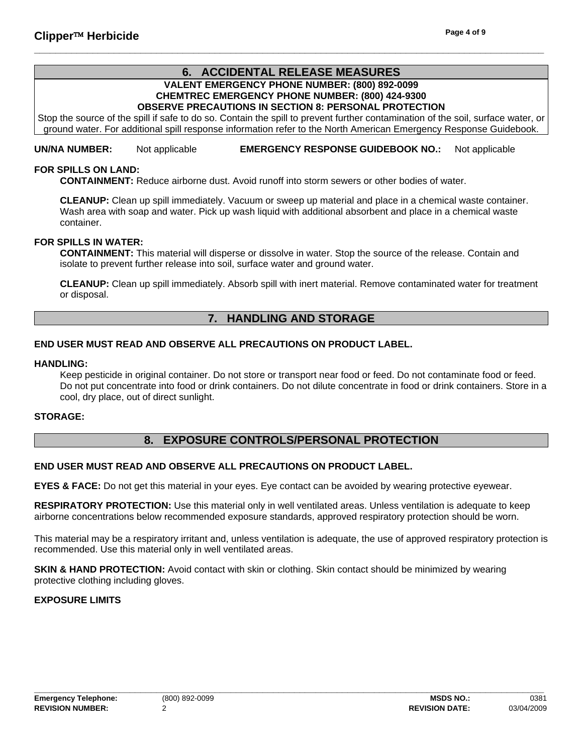## 6. ACCIDENTAL RELEASE MEASURES

**VALENT EMERGENCY PHONE NUMBER: (800) 892-0099**
**CHEMTREC EMERGENCY PHONE NUMBER: (800) 424-9300**
**OBSERVE PRECAUTIONS IN SECTION 8: PERSONAL PROTECTION**

Stop the source of the spill if safe to do so. Contain the spill to prevent further contamination of the soil, surface water, or ground water. For additional spill response information refer to the North American Emergency Response Guidebook.

**UN/NA NUMBER:** Not applicable **EMERGENCY RESPONSE GUIDEBOOK NO.:** Not applicable

**FOR SPILLS ON LAND:**

**CONTAINMENT:** Reduce airborne dust. Avoid runoff into storm sewers or other bodies of water.

**CLEANUP:** Clean up spill immediately. Vacuum or sweep up material and place in a chemical waste container. Wash area with soap and water. Pick up wash liquid with additional absorbent and place in a chemical waste container.

**FOR SPILLS IN WATER:**

**CONTAINMENT:** This material will disperse or dissolve in water. Stop the source of the release. Contain and isolate to prevent further release into soil, surface water and ground water.

**CLEANUP:** Clean up spill immediately. Absorb spill with inert material. Remove contaminated water for treatment or disposal.

## 7. HANDLING AND STORAGE

**END USER MUST READ AND OBSERVE ALL PRECAUTIONS ON PRODUCT LABEL.**

**HANDLING:**

Keep pesticide in original container. Do not store or transport near food or feed. Do not contaminate food or feed. Do not put concentrate into food or drink containers. Do not dilute concentrate in food or drink containers. Store in a cool, dry place, out of direct sunlight.

**STORAGE:**

## 8. EXPOSURE CONTROLS/PERSONAL PROTECTION

**END USER MUST READ AND OBSERVE ALL PRECAUTIONS ON PRODUCT LABEL.**

**EYES & FACE:** Do not get this material in your eyes. Eye contact can be avoided by wearing protective eyewear.

**RESPIRATORY PROTECTION:** Use this material only in well ventilated areas. Unless ventilation is adequate to keep airborne concentrations below recommended exposure standards, approved respiratory protection should be worn.

This material may be a respiratory irritant and, unless ventilation is adequate, the use of approved respiratory protection is recommended. Use this material only in well ventilated areas.

**SKIN & HAND PROTECTION:** Avoid contact with skin or clothing. Skin contact should be minimized by wearing protective clothing including gloves.

**EXPOSURE LIMITS**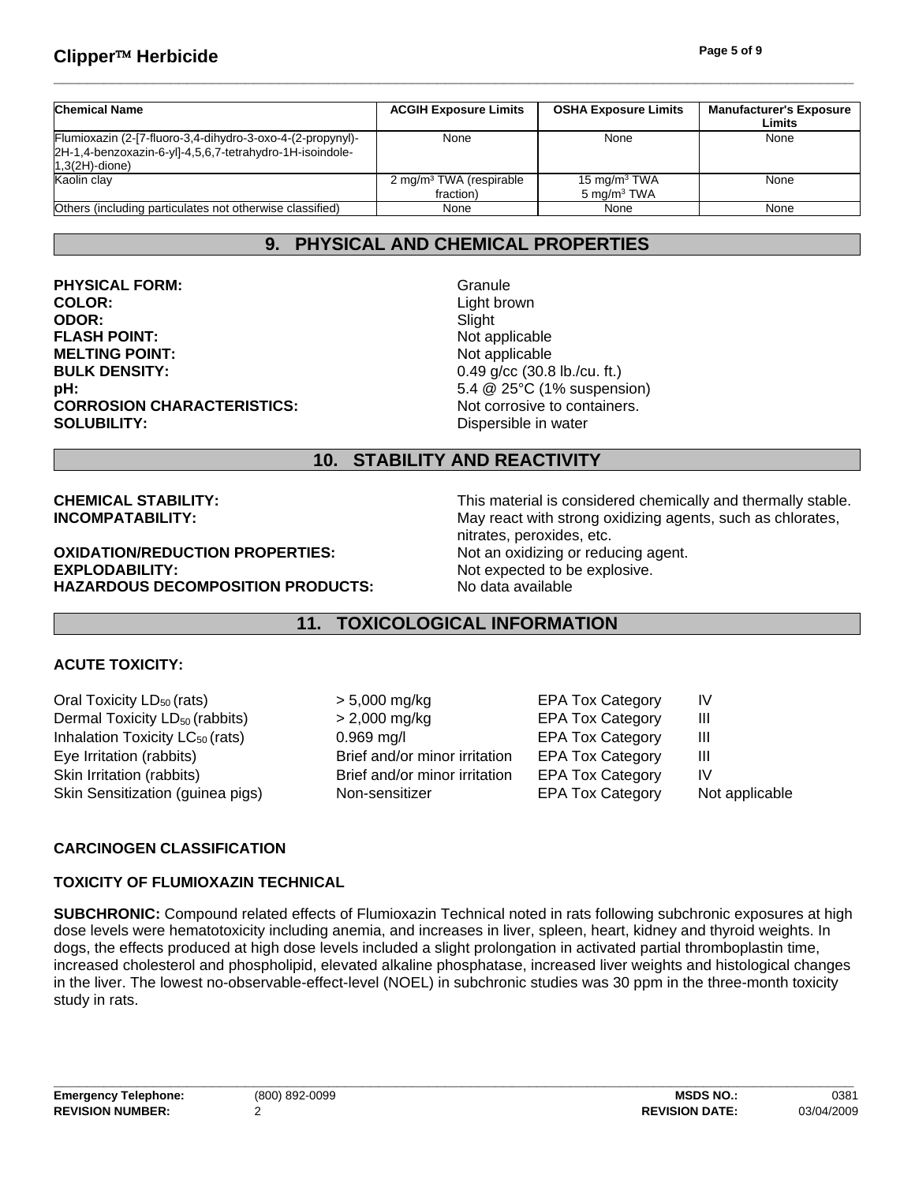| Chemical Name | ACGIH Exposure Limits | OSHA Exposure Limits | Manufacturer's Exposure Limits |
|---|---|---|---|
| Flumioxazin (2-[7-fluoro-3,4-dihydro-3-oxo-4-(2-propynyl)-2H-1,4-benzoxazin-6-yl]-4,5,6,7-tetrahydro-1H-isoindole-1,3(2H)-dione) | None | None | None |
| Kaolin clay | 2 mg/m³ TWA (respirable fraction) | 15 mg/m³ TWA<br>5 mg/m³ TWA | None |
| Others (including particulates not otherwise classified) | None | None | None |

## 9. PHYSICAL AND CHEMICAL PROPERTIES

**PHYSICAL FORM:** Granule
**COLOR:** Light brown
**ODOR:** Slight
**FLASH POINT:** Not applicable
**MELTING POINT:** Not applicable
**BULK DENSITY:** 0.49 g/cc (30.8 lb./cu. ft.)
**pH:** 5.4 @ 25°C (1% suspension)
**CORROSION CHARACTERISTICS:** Not corrosive to containers.
**SOLUBILITY:** Dispersible in water

## 10. STABILITY AND REACTIVITY

**CHEMICAL STABILITY:** This material is considered chemically and thermally stable.
**INCOMPATABILITY:** May react with strong oxidizing agents, such as chlorates, nitrates, peroxides, etc.
**OXIDATION/REDUCTION PROPERTIES:** Not an oxidizing or reducing agent.
**EXPLODABILITY:** Not expected to be explosive.
**HAZARDOUS DECOMPOSITION PRODUCTS:** No data available

## 11. TOXICOLOGICAL INFORMATION

**ACUTE TOXICITY:**

| | | | |
|---|---|---|---|
| Oral Toxicity $LD_{50}$ (rats) | > 5,000 mg/kg | EPA Tox Category | IV |
| Dermal Toxicity $LD_{50}$ (rabbits) | > 2,000 mg/kg | EPA Tox Category | III |
| Inhalation Toxicity $LC_{50}$ (rats) | 0.969 mg/l | EPA Tox Category | III |
| Eye Irritation (rabbits) | Brief and/or minor irritation | EPA Tox Category | III |
| Skin Irritation (rabbits) | Brief and/or minor irritation | EPA Tox Category | IV |
| Skin Sensitization (guinea pigs) | Non-sensitizer | EPA Tox Category | Not applicable |

**CARCINOGEN CLASSIFICATION**

**TOXICITY OF FLUMIOXAZIN TECHNICAL**

**SUBCHRONIC:** Compound related effects of Flumioxazin Technical noted in rats following subchronic exposures at high dose levels were hematotoxicity including anemia, and increases in liver, spleen, heart, kidney and thyroid weights. In dogs, the effects produced at high dose levels included a slight prolongation in activated partial thromboplastin time, increased cholesterol and phospholipid, elevated alkaline phosphatase, increased liver weights and histological changes in the liver. The lowest no-observable-effect-level (NOEL) in subchronic studies was 30 ppm in the three-month toxicity study in rats.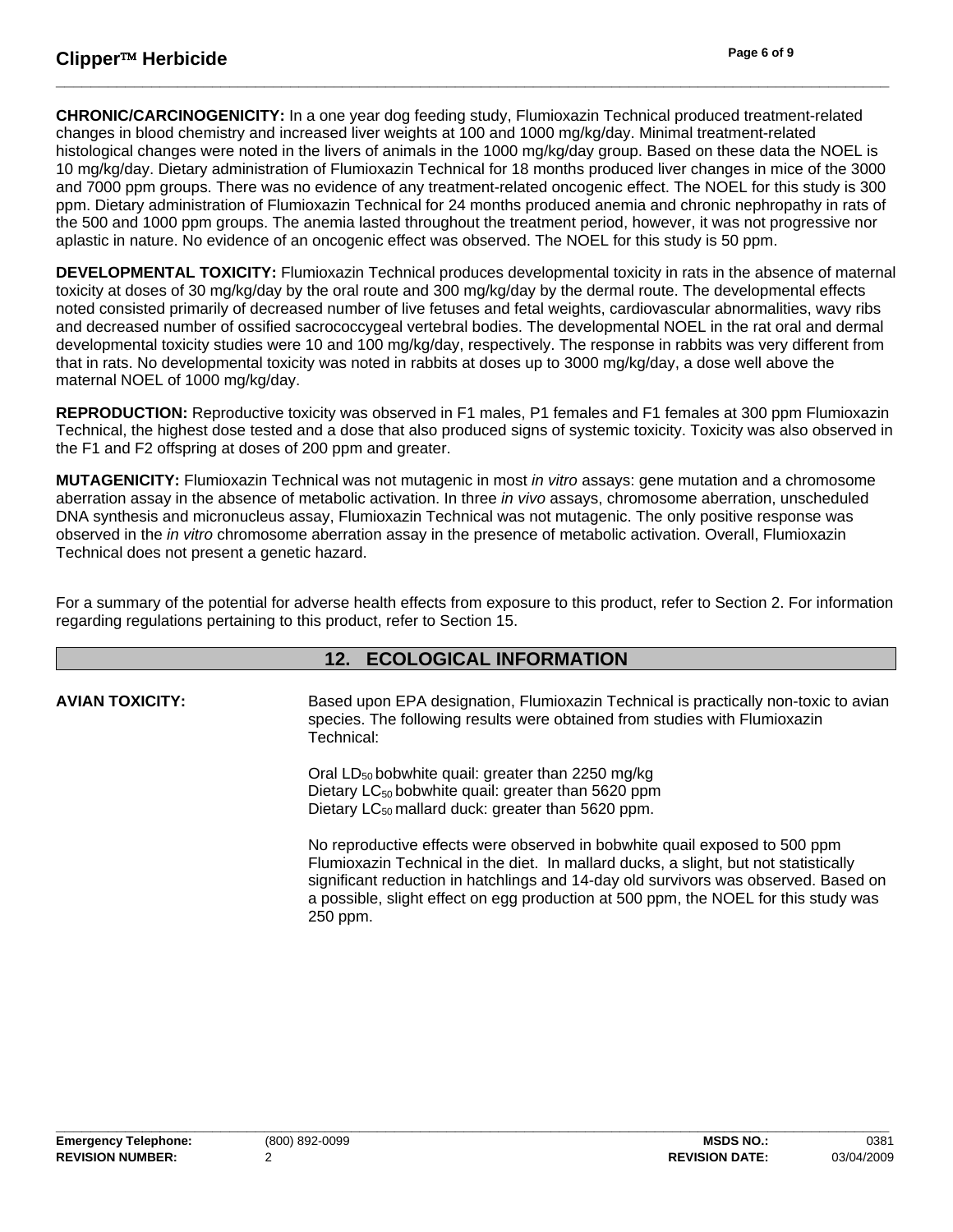**CHRONIC/CARCINOGENICITY:** In a one year dog feeding study, Flumioxazin Technical produced treatment-related changes in blood chemistry and increased liver weights at 100 and 1000 mg/kg/day. Minimal treatment-related histological changes were noted in the livers of animals in the 1000 mg/kg/day group. Based on these data the NOEL is 10 mg/kg/day. Dietary administration of Flumioxazin Technical for 18 months produced liver changes in mice of the 3000 and 7000 ppm groups. There was no evidence of any treatment-related oncogenic effect. The NOEL for this study is 300 ppm. Dietary administration of Flumioxazin Technical for 24 months produced anemia and chronic nephropathy in rats of the 500 and 1000 ppm groups. The anemia lasted throughout the treatment period, however, it was not progressive nor aplastic in nature. No evidence of an oncogenic effect was observed. The NOEL for this study is 50 ppm.

**DEVELOPMENTAL TOXICITY:** Flumioxazin Technical produces developmental toxicity in rats in the absence of maternal toxicity at doses of 30 mg/kg/day by the oral route and 300 mg/kg/day by the dermal route. The developmental effects noted consisted primarily of decreased number of live fetuses and fetal weights, cardiovascular abnormalities, wavy ribs and decreased number of ossified sacrococcygeal vertebral bodies. The developmental NOEL in the rat oral and dermal developmental toxicity studies were 10 and 100 mg/kg/day, respectively. The response in rabbits was very different from that in rats. No developmental toxicity was noted in rabbits at doses up to 3000 mg/kg/day, a dose well above the maternal NOEL of 1000 mg/kg/day.

**REPRODUCTION:** Reproductive toxicity was observed in F1 males, P1 females and F1 females at 300 ppm Flumioxazin Technical, the highest dose tested and a dose that also produced signs of systemic toxicity. Toxicity was also observed in the F1 and F2 offspring at doses of 200 ppm and greater.

**MUTAGENICITY:** Flumioxazin Technical was not mutagenic in most *in vitro* assays: gene mutation and a chromosome aberration assay in the absence of metabolic activation. In three *in vivo* assays, chromosome aberration, unscheduled DNA synthesis and micronucleus assay, Flumioxazin Technical was not mutagenic. The only positive response was observed in the *in vitro* chromosome aberration assay in the presence of metabolic activation. Overall, Flumioxazin Technical does not present a genetic hazard.

For a summary of the potential for adverse health effects from exposure to this product, refer to Section 2. For information regarding regulations pertaining to this product, refer to Section 15.

## 12. ECOLOGICAL INFORMATION

**AVIAN TOXICITY:**

Based upon EPA designation, Flumioxazin Technical is practically non-toxic to avian species. The following results were obtained from studies with Flumioxazin Technical:

Oral $LD_{50}$ bobwhite quail: greater than 2250 mg/kg
Dietary $LC_{50}$ bobwhite quail: greater than 5620 ppm
Dietary $LC_{50}$ mallard duck: greater than 5620 ppm.

No reproductive effects were observed in bobwhite quail exposed to 500 ppm Flumioxazin Technical in the diet. In mallard ducks, a slight, but not statistically significant reduction in hatchlings and 14-day old survivors was observed. Based on a possible, slight effect on egg production at 500 ppm, the NOEL for this study was 250 ppm.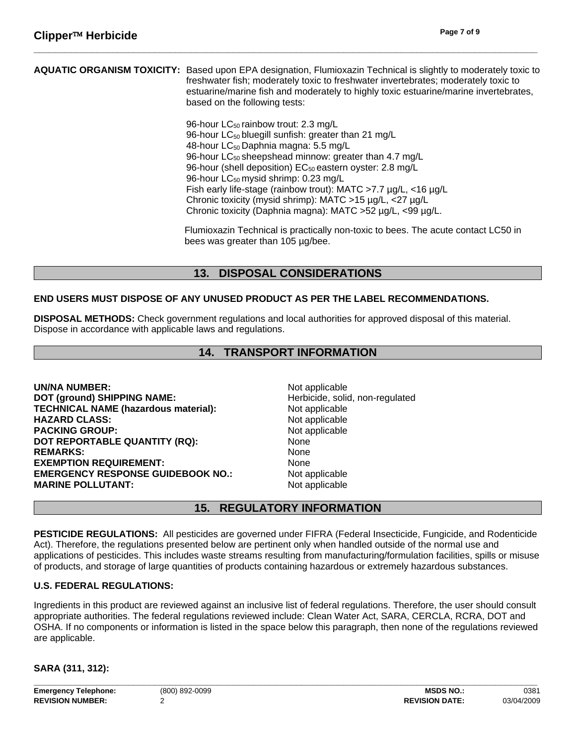**AQUATIC ORGANISM TOXICITY:** Based upon EPA designation, Flumioxazin Technical is slightly to moderately toxic to freshwater fish; moderately toxic to freshwater invertebrates; moderately toxic to estuarine/marine fish and moderately to highly toxic estuarine/marine invertebrates, based on the following tests:

96-hour $LC_{50}$ rainbow trout: 2.3 mg/L
96-hour $LC_{50}$ bluegill sunfish: greater than 21 mg/L
48-hour $LC_{50}$ Daphnia magna: 5.5 mg/L
96-hour $LC_{50}$ sheepshead minnow: greater than 4.7 mg/L
96-hour (shell deposition) $EC_{50}$ eastern oyster: 2.8 mg/L
96-hour $LC_{50}$ mysid shrimp: 0.23 mg/L
Fish early life-stage (rainbow trout): MATC >7.7 µg/L, <16 µg/L
Chronic toxicity (mysid shrimp): MATC >15 µg/L, <27 µg/L
Chronic toxicity (Daphnia magna): MATC >52 µg/L, <99 µg/L.

Flumioxazin Technical is practically non-toxic to bees. The acute contact LC50 in bees was greater than 105 µg/bee.

## 13. DISPOSAL CONSIDERATIONS

**END USERS MUST DISPOSE OF ANY UNUSED PRODUCT AS PER THE LABEL RECOMMENDATIONS.**

**DISPOSAL METHODS:** Check government regulations and local authorities for approved disposal of this material. Dispose in accordance with applicable laws and regulations.

## 14. TRANSPORT INFORMATION

| | |
|---|---|
| **UN/NA NUMBER:** | Not applicable |
| **DOT (ground) SHIPPING NAME:** | Herbicide, solid, non-regulated |
| **TECHNICAL NAME (hazardous material):** | Not applicable |
| **HAZARD CLASS:** | Not applicable |
| **PACKING GROUP:** | Not applicable |
| **DOT REPORTABLE QUANTITY (RQ):** | None |
| **REMARKS:** | None |
| **EXEMPTION REQUIREMENT:** | None |
| **EMERGENCY RESPONSE GUIDEBOOK NO.:** | Not applicable |
| **MARINE POLLUTANT:** | Not applicable |

## 15. REGULATORY INFORMATION

**PESTICIDE REGULATIONS:** All pesticides are governed under FIFRA (Federal Insecticide, Fungicide, and Rodenticide Act). Therefore, the regulations presented below are pertinent only when handled outside of the normal use and applications of pesticides. This includes waste streams resulting from manufacturing/formulation facilities, spills or misuse of products, and storage of large quantities of products containing hazardous or extremely hazardous substances.

**U.S. FEDERAL REGULATIONS:**

Ingredients in this product are reviewed against an inclusive list of federal regulations. Therefore, the user should consult appropriate authorities. The federal regulations reviewed include: Clean Water Act, SARA, CERCLA, RCRA, DOT and OSHA. If no components or information is listed in the space below this paragraph, then none of the regulations reviewed are applicable.

**SARA (311, 312):**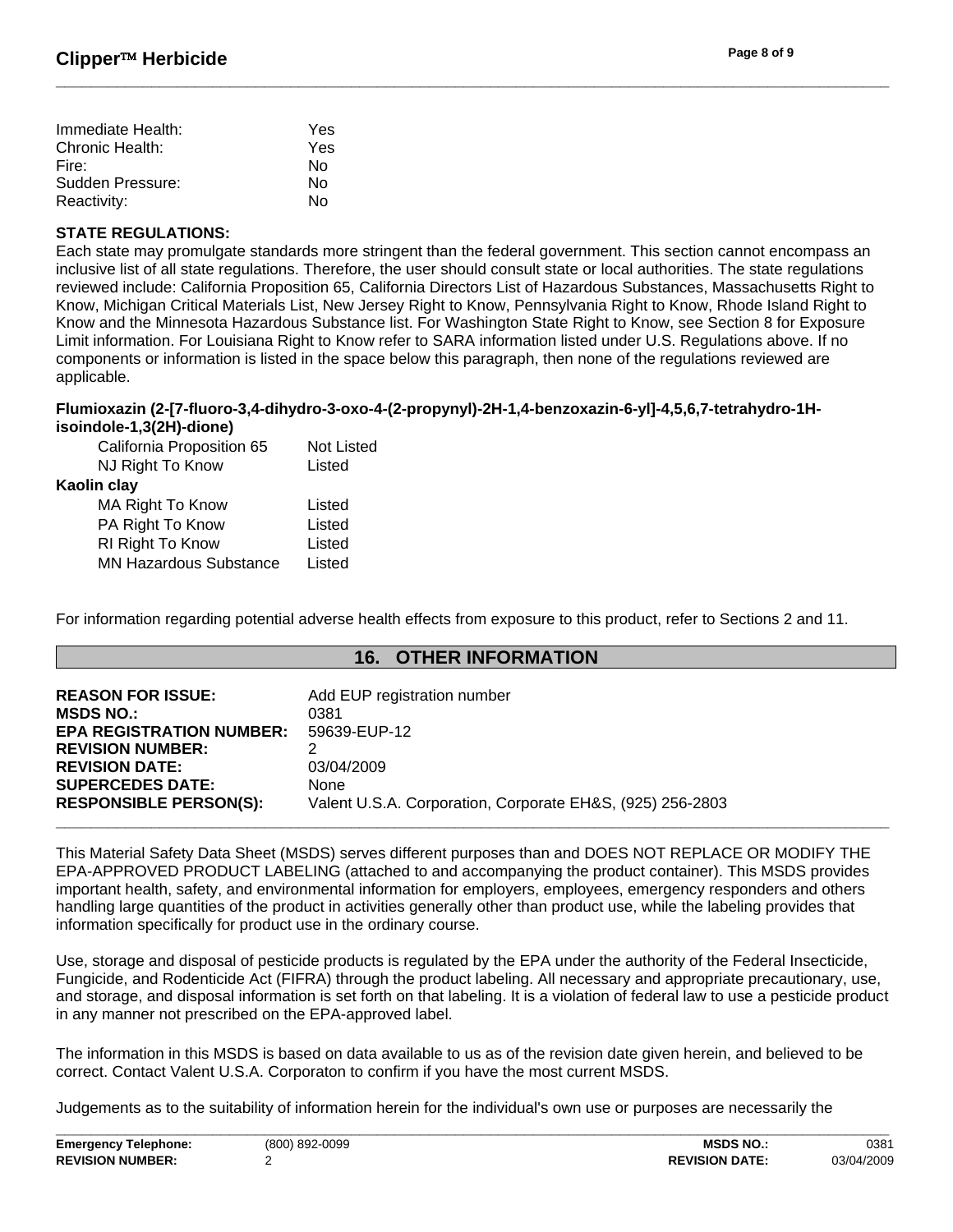| | |
|---|---|
| Immediate Health: | Yes |
| Chronic Health: | Yes |
| Fire: | No |
| Sudden Pressure: | No |
| Reactivity: | No |

**STATE REGULATIONS:**

Each state may promulgate standards more stringent than the federal government. This section cannot encompass an inclusive list of all state regulations. Therefore, the user should consult state or local authorities. The state regulations reviewed include: California Proposition 65, California Directors List of Hazardous Substances, Massachusetts Right to Know, Michigan Critical Materials List, New Jersey Right to Know, Pennsylvania Right to Know, Rhode Island Right to Know and the Minnesota Hazardous Substance list. For Washington State Right to Know, see Section 8 for Exposure Limit information. For Louisiana Right to Know refer to SARA information listed under U.S. Regulations above. If no components or information is listed in the space below this paragraph, then none of the regulations reviewed are applicable.

**Flumioxazin (2-[7-fluoro-3,4-dihydro-3-oxo-4-(2-propynyl)-2H-1,4-benzoxazin-6-yl]-4,5,6,7-tetrahydro-1H-isoindole-1,3(2H)-dione)**

| | |
|---|---|
| California Proposition 65 | Not Listed |
| NJ Right To Know | Listed |

**Kaolin clay**

| | |
|---|---|
| MA Right To Know | Listed |
| PA Right To Know | Listed |
| RI Right To Know | Listed |
| MN Hazardous Substance | Listed |

For information regarding potential adverse health effects from exposure to this product, refer to Sections 2 and 11.

## 16. OTHER INFORMATION

| | |
|---|---|
| **REASON FOR ISSUE:** | Add EUP registration number |
| **MSDS NO.:** | 0381 |
| **EPA REGISTRATION NUMBER:** | 59639-EUP-12 |
| **REVISION NUMBER:** | 2 |
| **REVISION DATE:** | 03/04/2009 |
| **SUPERCEDES DATE:** | None |
| **RESPONSIBLE PERSON(S):** | Valent U.S.A. Corporation, Corporate EH&S, (925) 256-2803 |

This Material Safety Data Sheet (MSDS) serves different purposes than and DOES NOT REPLACE OR MODIFY THE EPA-APPROVED PRODUCT LABELING (attached to and accompanying the product container). This MSDS provides important health, safety, and environmental information for employers, employees, emergency responders and others handling large quantities of the product in activities generally other than product use, while the labeling provides that information specifically for product use in the ordinary course.

Use, storage and disposal of pesticide products is regulated by the EPA under the authority of the Federal Insecticide, Fungicide, and Rodenticide Act (FIFRA) through the product labeling. All necessary and appropriate precautionary, use, and storage, and disposal information is set forth on that labeling. It is a violation of federal law to use a pesticide product in any manner not prescribed on the EPA-approved label.

The information in this MSDS is based on data available to us as of the revision date given herein, and believed to be correct. Contact Valent U.S.A. Corporaton to confirm if you have the most current MSDS.

Judgements as to the suitability of information herein for the individual's own use or purposes are necessarily the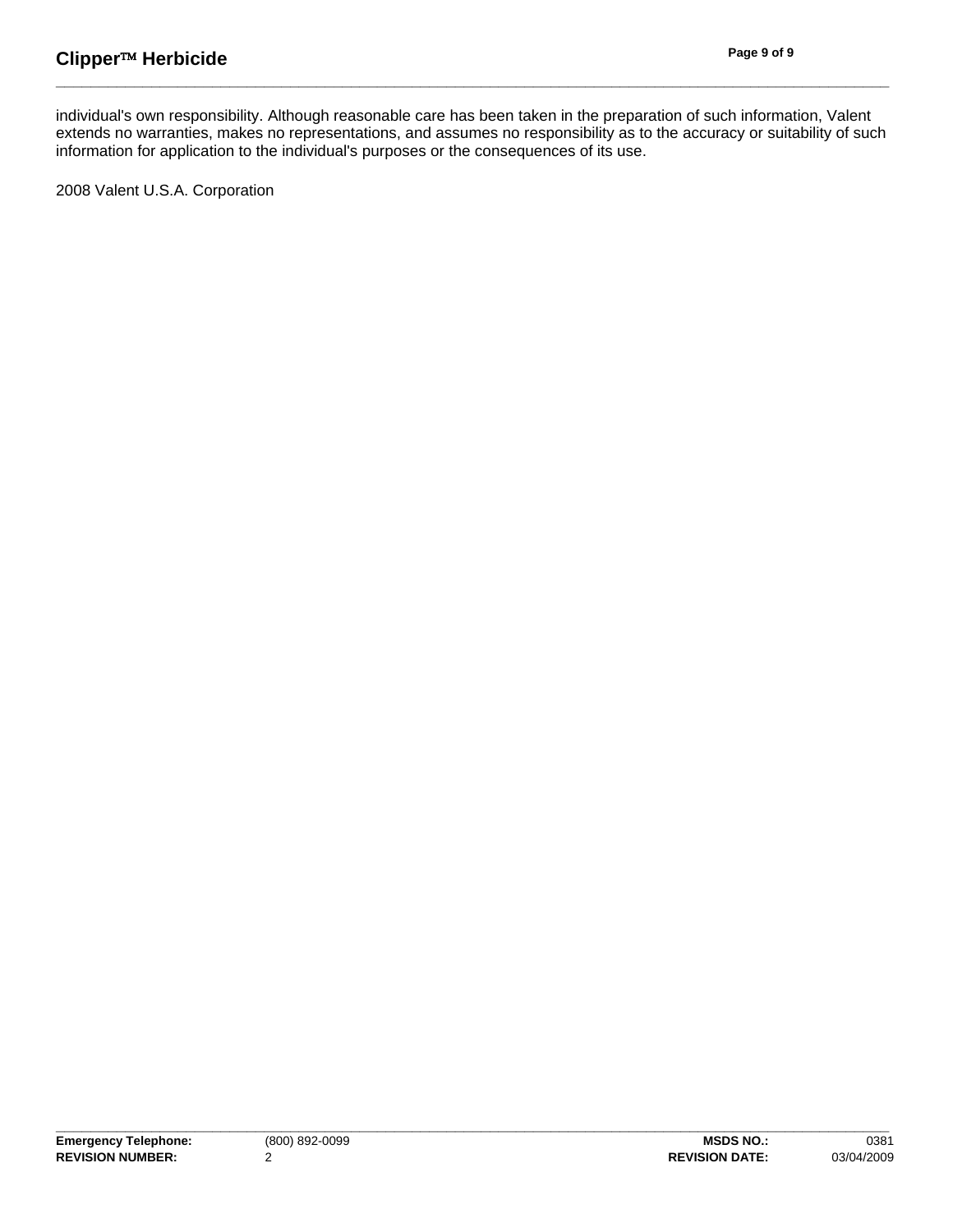individual's own responsibility. Although reasonable care has been taken in the preparation of such information, Valent extends no warranties, makes no representations, and assumes no responsibility as to the accuracy or suitability of such information for application to the individual's purposes or the consequences of its use.

2008 Valent U.S.A. Corporation